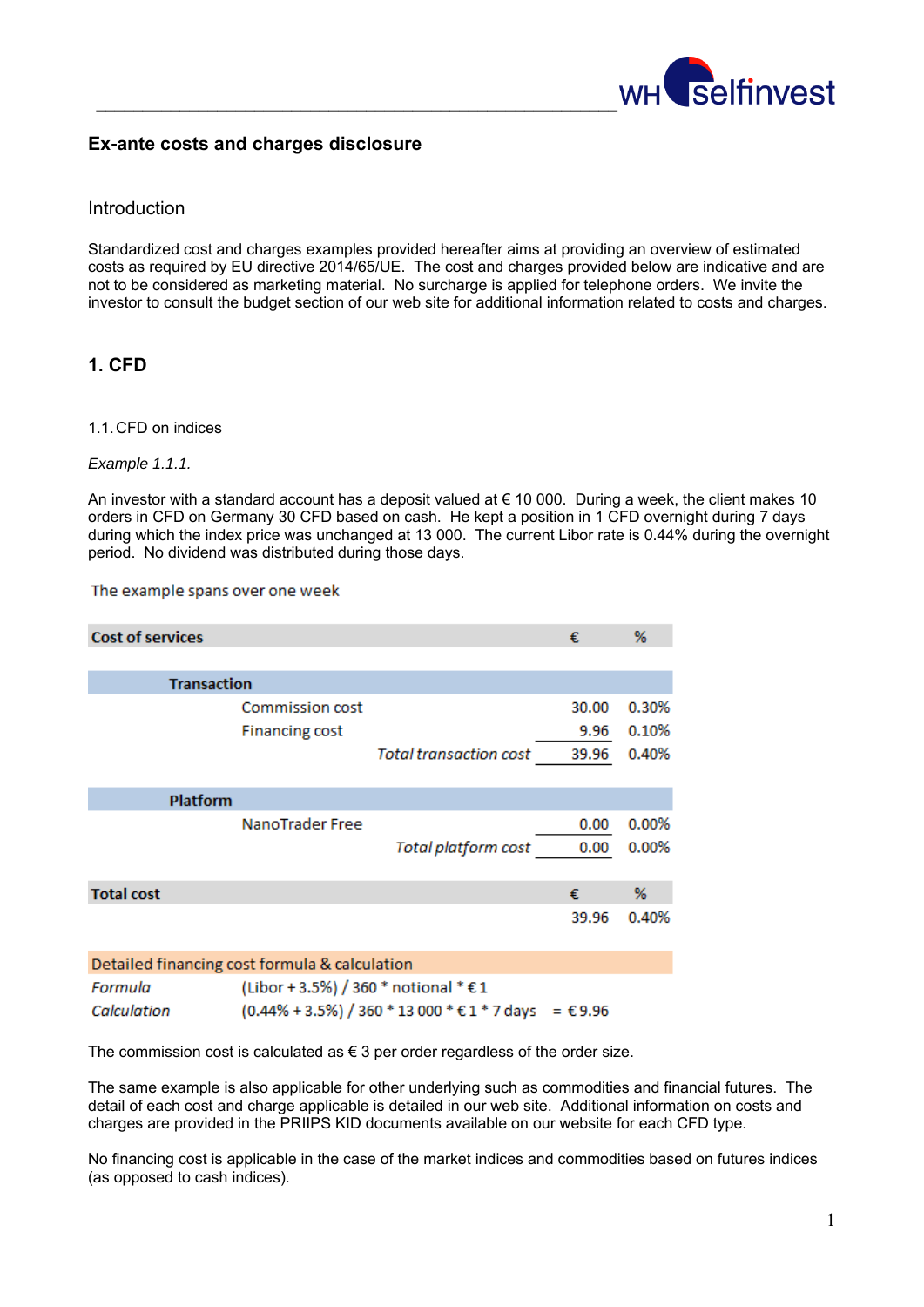## Ex-ante costs and charges disclosure

### Introduction

Standardized cost and charges examples provided hereafter aims at providing an overview of estimated costs as required by EU directive 2014/65/UE. The cost and charges provided below are indicative and are not to be considered as marketing material. No surcharge is applied for telephone orders. We invite the investor to consult the budget section of our web site for additional information related to costs and charges.

## 1. CFD

### 1.1. CFD on indices

*Example 1.1.1.*

An investor with a standard account has a deposit valued at € 10 000. During a week, the client makes 10 orders in CFD on Germany 30 CFD based on cash. He kept a position in 1 CFD overnight during 7 days during which the index price was unchanged at 13 000. The current Libor rate is 0.44% during the overnight period. No dividend was distributed during those days.

The example spans over one week

| Cost of services | | | € | % |
|---|---|---|---|---|
| **Transaction** | | | | |
| | Commission cost | | 30.00 | 0.30% |
| | Financing cost | | 9.96 | 0.10% |
| | | *Total transaction cost* | 39.96 | 0.40% |
| **Platform** | | | | |
| | NanoTrader Free | | 0.00 | 0.00% |
| | | *Total platform cost* | 0.00 | 0.00% |
| **Total cost** | | | € | % |
| | | | 39.96 | 0.40% |

| Detailed financing cost formula & calculation | |
|---|---|
| *Formula* | (Libor + 3.5%) / 360 * notional * € 1 |
| *Calculation* | (0.44% + 3.5%) / 360 * 13 000 * € 1 * 7 days = € 9.96 |

The commission cost is calculated as € 3 per order regardless of the order size.

The same example is also applicable for other underlying such as commodities and financial futures. The detail of each cost and charge applicable is detailed in our web site. Additional information on costs and charges are provided in the PRIIPS KID documents available on our website for each CFD type.

No financing cost is applicable in the case of the market indices and commodities based on futures indices (as opposed to cash indices).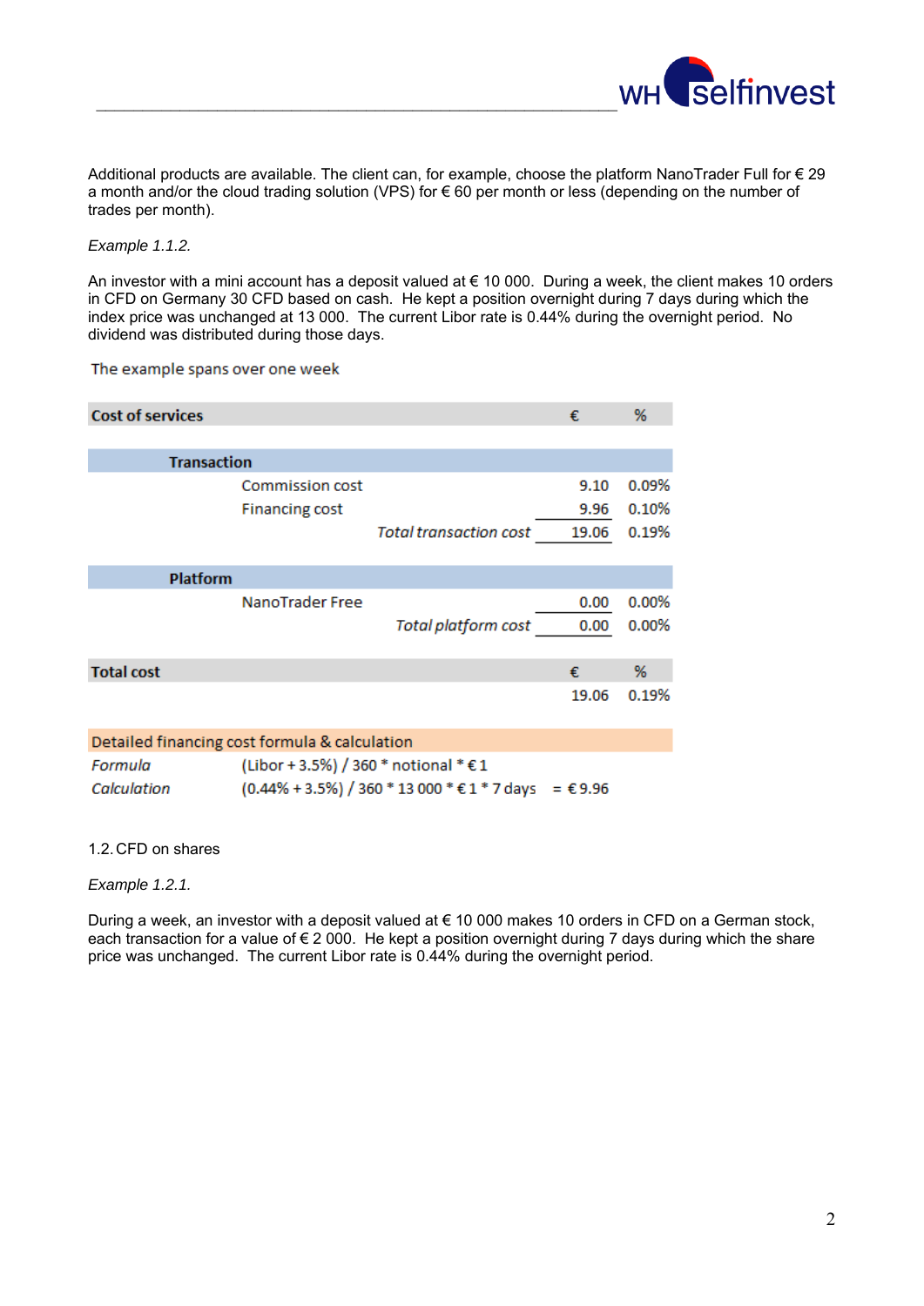Additional products are available. The client can, for example, choose the platform NanoTrader Full for € 29 a month and/or the cloud trading solution (VPS) for € 60 per month or less (depending on the number of trades per month).

*Example 1.1.2.*

An investor with a mini account has a deposit valued at € 10 000. During a week, the client makes 10 orders in CFD on Germany 30 CFD based on cash. He kept a position overnight during 7 days during which the index price was unchanged at 13 000. The current Libor rate is 0.44% during the overnight period. No dividend was distributed during those days.

The example spans over one week

| **Cost of services** | | | **€** | **%** |
|---|---|---|---|---|
| | | | | |
| **Transaction** | | | | |
| | Commission cost | | 9.10 | 0.09% |
| | Financing cost | | 9.96 | 0.10% |
| | | *Total transaction cost* | 19.06 | 0.19% |
| | | | | |
| **Platform** | | | | |
| | NanoTrader Free | | 0.00 | 0.00% |
| | | *Total platform cost* | 0.00 | 0.00% |
| | | | | |
| **Total cost** | | | **€** | **%** |
| | | | 19.06 | 0.19% |

| Detailed financing cost formula & calculation | | |
|---|---|---|
| *Formula* | (Libor + 3.5%) / 360 * notional * € 1 | |
| *Calculation* | (0.44% + 3.5%) / 360 * 13 000 * € 1 * 7 days | = € 9.96 |

1.2. CFD on shares

*Example 1.2.1.*

During a week, an investor with a deposit valued at € 10 000 makes 10 orders in CFD on a German stock, each transaction for a value of € 2 000. He kept a position overnight during 7 days during which the share price was unchanged. The current Libor rate is 0.44% during the overnight period.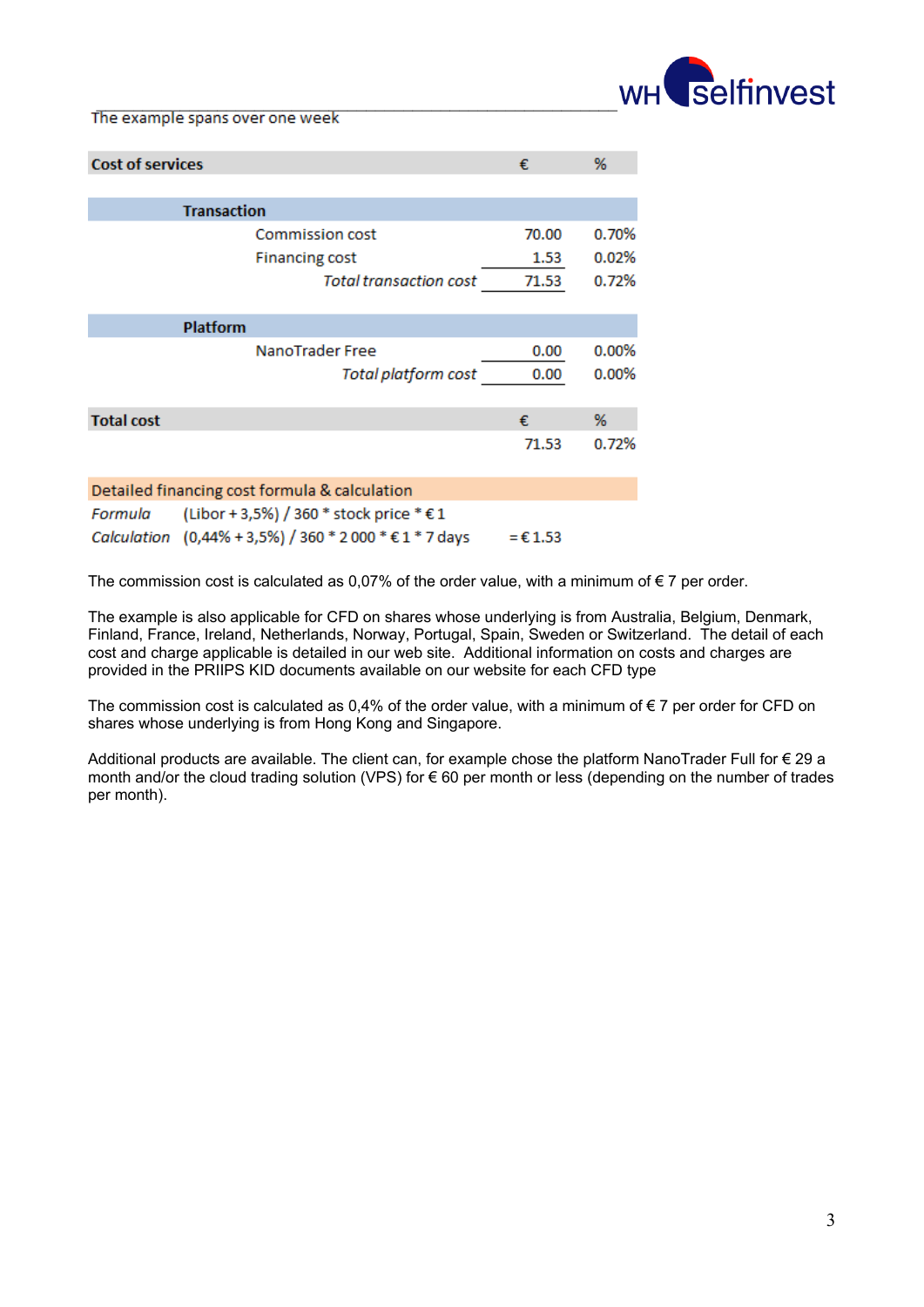The example spans over one week

| Cost of services | | € | % |
|---|---|---|---|
| **Transaction** | | | |
| | Commission cost | 70.00 | 0.70% |
| | Financing cost | 1.53 | 0.02% |
| | *Total transaction cost* | 71.53 | 0.72% |
| **Platform** | | | |
| | NanoTrader Free | 0.00 | 0.00% |
| | *Total platform cost* | 0.00 | 0.00% |
| **Total cost** | | € | % |
| | | 71.53 | 0.72% |

| Detailed financing cost formula & calculation | | |
|---|---|---|
| *Formula* | (Libor + 3,5%) / 360 * stock price * € 1 | |
| *Calculation* | (0,44% + 3,5%) / 360 * 2 000 * € 1 * 7 days | = € 1.53 |

The commission cost is calculated as 0,07% of the order value, with a minimum of € 7 per order.

The example is also applicable for CFD on shares whose underlying is from Australia, Belgium, Denmark, Finland, France, Ireland, Netherlands, Norway, Portugal, Spain, Sweden or Switzerland. The detail of each cost and charge applicable is detailed in our web site. Additional information on costs and charges are provided in the PRIIPS KID documents available on our website for each CFD type

The commission cost is calculated as 0,4% of the order value, with a minimum of € 7 per order for CFD on shares whose underlying is from Hong Kong and Singapore.

Additional products are available. The client can, for example chose the platform NanoTrader Full for € 29 a month and/or the cloud trading solution (VPS) for € 60 per month or less (depending on the number of trades per month).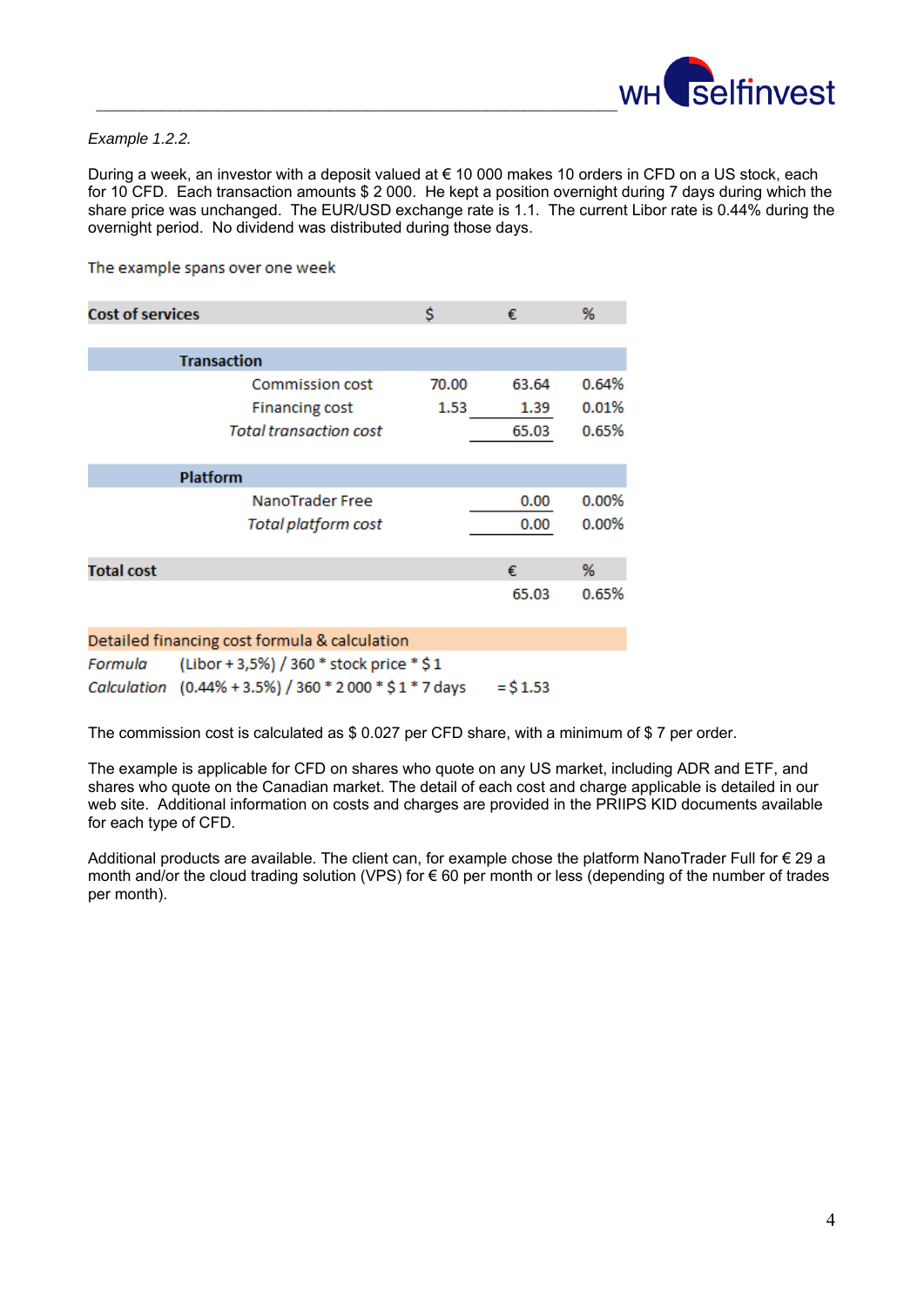*Example 1.2.2.*

During a week, an investor with a deposit valued at € 10 000 makes 10 orders in CFD on a US stock, each for 10 CFD. Each transaction amounts $ 2 000. He kept a position overnight during 7 days during which the share price was unchanged. The EUR/USD exchange rate is 1.1. The current Libor rate is 0.44% during the overnight period. No dividend was distributed during those days.

The example spans over one week

| Cost of services | $ | € | % |
|---|---|---|---|
| **Transaction** | | | |
| Commission cost | 70.00 | 63.64 | 0.64% |
| Financing cost | 1.53 | 1.39 | 0.01% |
| *Total transaction cost* | | 65.03 | 0.65% |
| **Platform** | | | |
| NanoTrader Free | | 0.00 | 0.00% |
| *Total platform cost* | | 0.00 | 0.00% |
| **Total cost** | | € | % |
| | | 65.03 | 0.65% |

| Detailed financing cost formula & calculation | | |
|---|---|---|
| *Formula* | (Libor + 3,5%) / 360 * stock price * $ 1 | |
| *Calculation* | (0.44% + 3.5%) / 360 * 2 000 * $ 1 * 7 days | = $ 1.53 |

The commission cost is calculated as $ 0.027 per CFD share, with a minimum of $ 7 per order.

The example is applicable for CFD on shares who quote on any US market, including ADR and ETF, and shares who quote on the Canadian market. The detail of each cost and charge applicable is detailed in our web site. Additional information on costs and charges are provided in the PRIIPS KID documents available for each type of CFD.

Additional products are available. The client can, for example chose the platform NanoTrader Full for € 29 a month and/or the cloud trading solution (VPS) for € 60 per month or less (depending of the number of trades per month).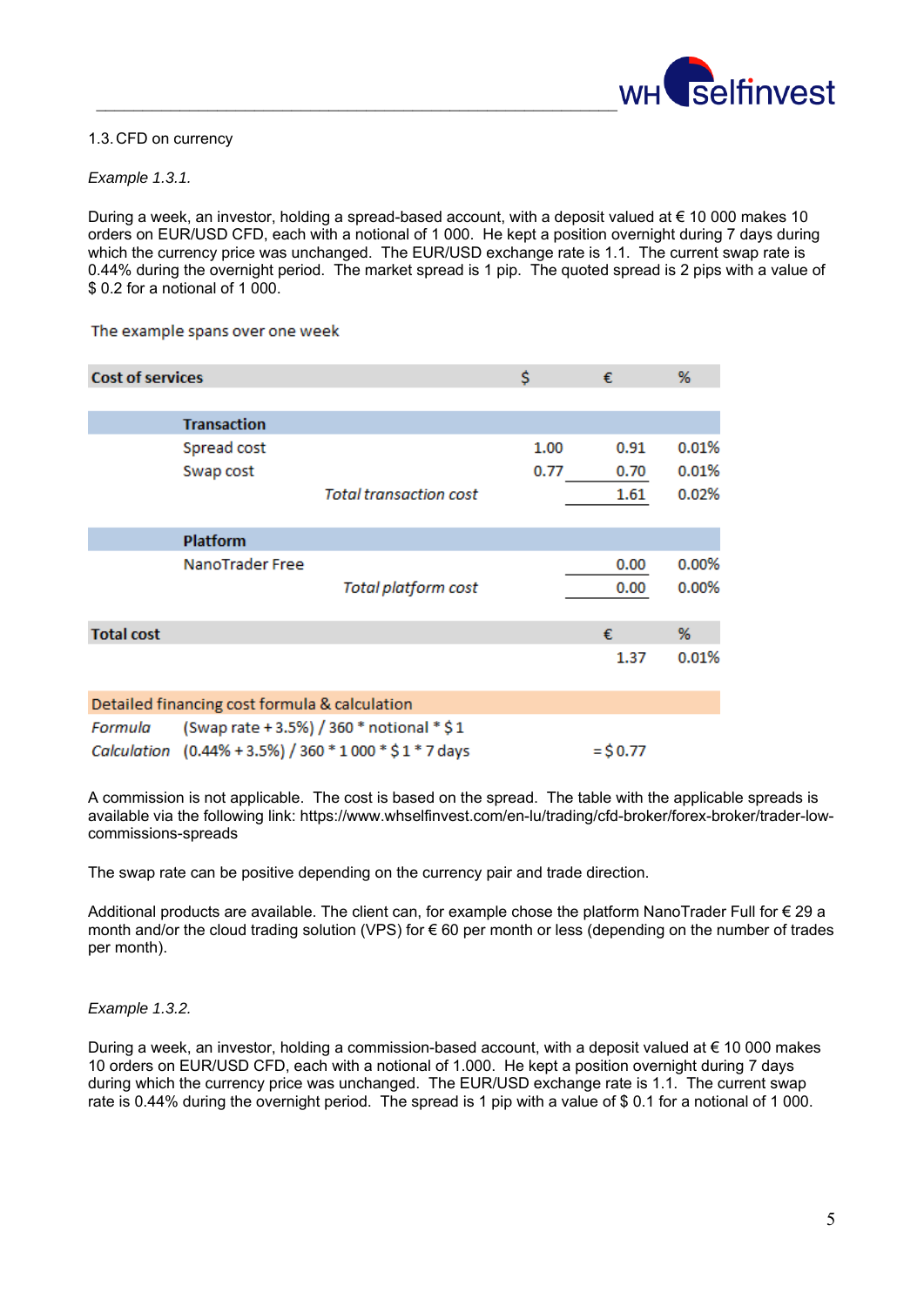1.3. CFD on currency

*Example 1.3.1.*

During a week, an investor, holding a spread-based account, with a deposit valued at € 10 000 makes 10 orders on EUR/USD CFD, each with a notional of 1 000. He kept a position overnight during 7 days during which the currency price was unchanged. The EUR/USD exchange rate is 1.1. The current swap rate is 0.44% during the overnight period. The market spread is 1 pip. The quoted spread is 2 pips with a value of $ 0.2 for a notional of 1 000.

The example spans over one week

| **Cost of services** | | | $ | € | % |
|---|---|---|---|---|---|
| | **Transaction** | | | | |
| | Spread cost | | 1.00 | 0.91 | 0.01% |
| | Swap cost | | 0.77 | 0.70 | 0.01% |
| | | *Total transaction cost* | | 1.61 | 0.02% |
| | **Platform** | | | | |
| | NanoTrader Free | | | 0.00 | 0.00% |
| | | *Total platform cost* | | 0.00 | 0.00% |
| **Total cost** | | | | € | % |
| | | | | 1.37 | 0.01% |

| Detailed financing cost formula & calculation | | |
|---|---|---|
| *Formula* | (Swap rate + 3.5%) / 360 * notional * $ 1 | |
| *Calculation* | (0.44% + 3.5%) / 360 * 1 000 * $ 1 * 7 days | = $ 0.77 |

A commission is not applicable. The cost is based on the spread. The table with the applicable spreads is available via the following link: https://www.whselfinvest.com/en-lu/trading/cfd-broker/forex-broker/trader-low-commissions-spreads

The swap rate can be positive depending on the currency pair and trade direction.

Additional products are available. The client can, for example chose the platform NanoTrader Full for € 29 a month and/or the cloud trading solution (VPS) for € 60 per month or less (depending on the number of trades per month).

*Example 1.3.2.*

During a week, an investor, holding a commission-based account, with a deposit valued at € 10 000 makes 10 orders on EUR/USD CFD, each with a notional of 1.000. He kept a position overnight during 7 days during which the currency price was unchanged. The EUR/USD exchange rate is 1.1. The current swap rate is 0.44% during the overnight period. The spread is 1 pip with a value of $ 0.1 for a notional of 1 000.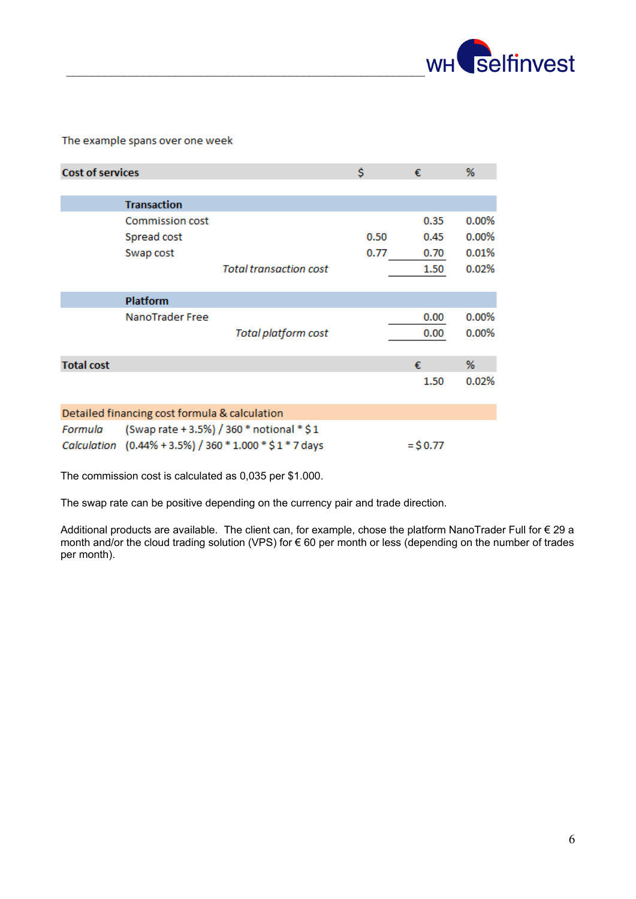The example spans over one week

| Cost of services | | $ | € | % |
|---|---|---|---|---|
| **Transaction** | | | | |
| Commission cost | | | 0.35 | 0.00% |
| Spread cost | | 0.50 | 0.45 | 0.00% |
| Swap cost | | 0.77 | 0.70 | 0.01% |
| | *Total transaction cost* | | 1.50 | 0.02% |
| **Platform** | | | | |
| NanoTrader Free | | | 0.00 | 0.00% |
| | *Total platform cost* | | 0.00 | 0.00% |
| **Total cost** | | | € | % |
| | | | 1.50 | 0.02% |

| Detailed financing cost formula & calculation | | |
|---|---|---|
| *Formula* | (Swap rate + 3.5%) / 360 * notional * $ 1 | |
| *Calculation* | (0.44% + 3.5%) / 360 * 1.000 * $ 1 * 7 days | = $ 0.77 |

The commission cost is calculated as 0,035 per $1.000.

The swap rate can be positive depending on the currency pair and trade direction.

Additional products are available. The client can, for example, chose the platform NanoTrader Full for € 29 a month and/or the cloud trading solution (VPS) for € 60 per month or less (depending on the number of trades per month).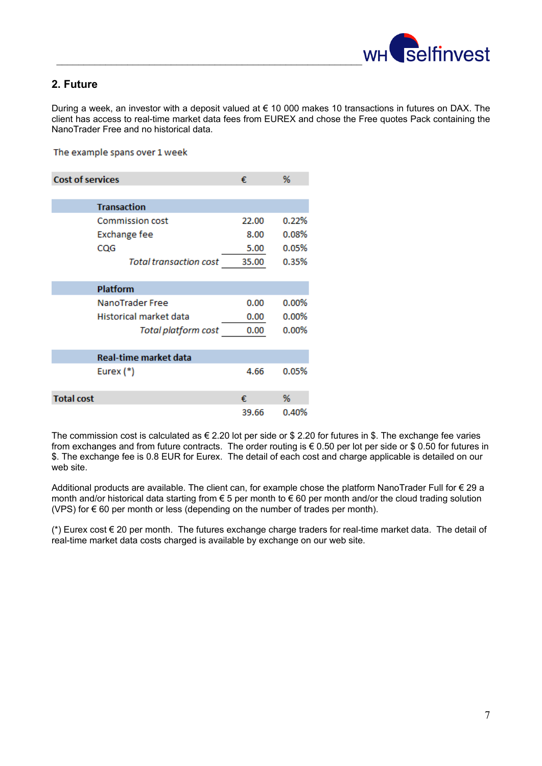## 2. Future

During a week, an investor with a deposit valued at € 10 000 makes 10 transactions in futures on DAX. The client has access to real-time market data fees from EUREX and chose the Free quotes Pack containing the NanoTrader Free and no historical data.

The example spans over 1 week

| Cost of services | € | % |
|---|---|---|
| **Transaction** | | |
| Commission cost | 22.00 | 0.22% |
| Exchange fee | 8.00 | 0.08% |
| CQG | 5.00 | 0.05% |
| *Total transaction cost* | 35.00 | 0.35% |
| **Platform** | | |
| NanoTrader Free | 0.00 | 0.00% |
| Historical market data | 0.00 | 0.00% |
| *Total platform cost* | 0.00 | 0.00% |
| **Real-time market data** | | |
| Eurex (*) | 4.66 | 0.05% |
| **Total cost** | **€** | **%** |
| | 39.66 | 0.40% |

The commission cost is calculated as € 2.20 lot per side or $ 2.20 for futures in $. The exchange fee varies from exchanges and from future contracts. The order routing is € 0.50 per lot per side or $ 0.50 for futures in $. The exchange fee is 0.8 EUR for Eurex. The detail of each cost and charge applicable is detailed on our web site.

Additional products are available. The client can, for example chose the platform NanoTrader Full for € 29 a month and/or historical data starting from € 5 per month to € 60 per month and/or the cloud trading solution (VPS) for € 60 per month or less (depending on the number of trades per month).

(*) Eurex cost € 20 per month. The futures exchange charge traders for real-time market data. The detail of real-time market data costs charged is available by exchange on our web site.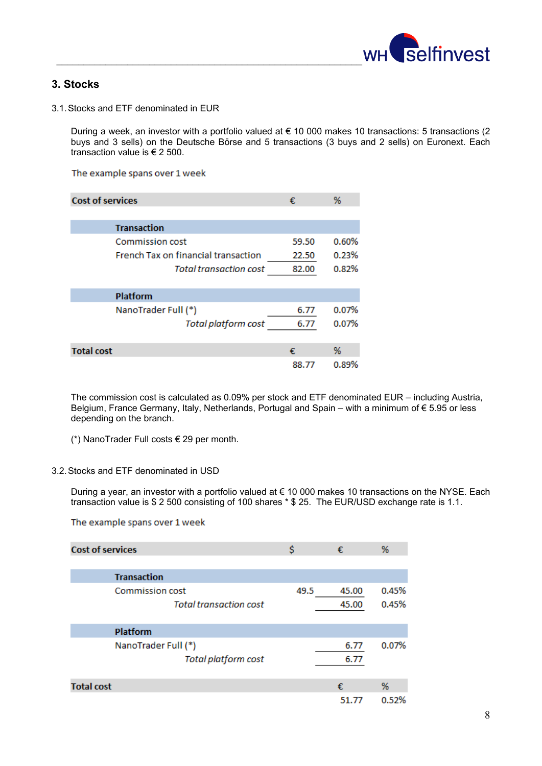## 3. Stocks

3.1. Stocks and ETF denominated in EUR

During a week, an investor with a portfolio valued at € 10 000 makes 10 transactions: 5 transactions (2 buys and 3 sells) on the Deutsche Börse and 5 transactions (3 buys and 2 sells) on Euronext. Each transaction value is € 2 500.

The example spans over 1 week

| Cost of services | € | % |
|---|---|---|
| **Transaction** | | |
| Commission cost | 59.50 | 0.60% |
| French Tax on financial transaction | 22.50 | 0.23% |
| *Total transaction cost* | 82.00 | 0.82% |
| **Platform** | | |
| NanoTrader Full (*) | 6.77 | 0.07% |
| *Total platform cost* | 6.77 | 0.07% |
| **Total cost** | **€** | **%** |
| | 88.77 | 0.89% |

The commission cost is calculated as 0.09% per stock and ETF denominated EUR – including Austria, Belgium, France Germany, Italy, Netherlands, Portugal and Spain – with a minimum of € 5.95 or less depending on the branch.

(*) NanoTrader Full costs € 29 per month.

3.2. Stocks and ETF denominated in USD

During a year, an investor with a portfolio valued at € 10 000 makes 10 transactions on the NYSE. Each transaction value is $ 2 500 consisting of 100 shares * $ 25. The EUR/USD exchange rate is 1.1.

The example spans over 1 week

| Cost of services | $ | € | % |
|---|---|---|---|
| **Transaction** | | | |
| Commission cost | 49.5 | 45.00 | 0.45% |
| *Total transaction cost* | | 45.00 | 0.45% |
| **Platform** | | | |
| NanoTrader Full (*) | | 6.77 | 0.07% |
| *Total platform cost* | | 6.77 | |
| **Total cost** | | **€** | **%** |
| | | 51.77 | 0.52% |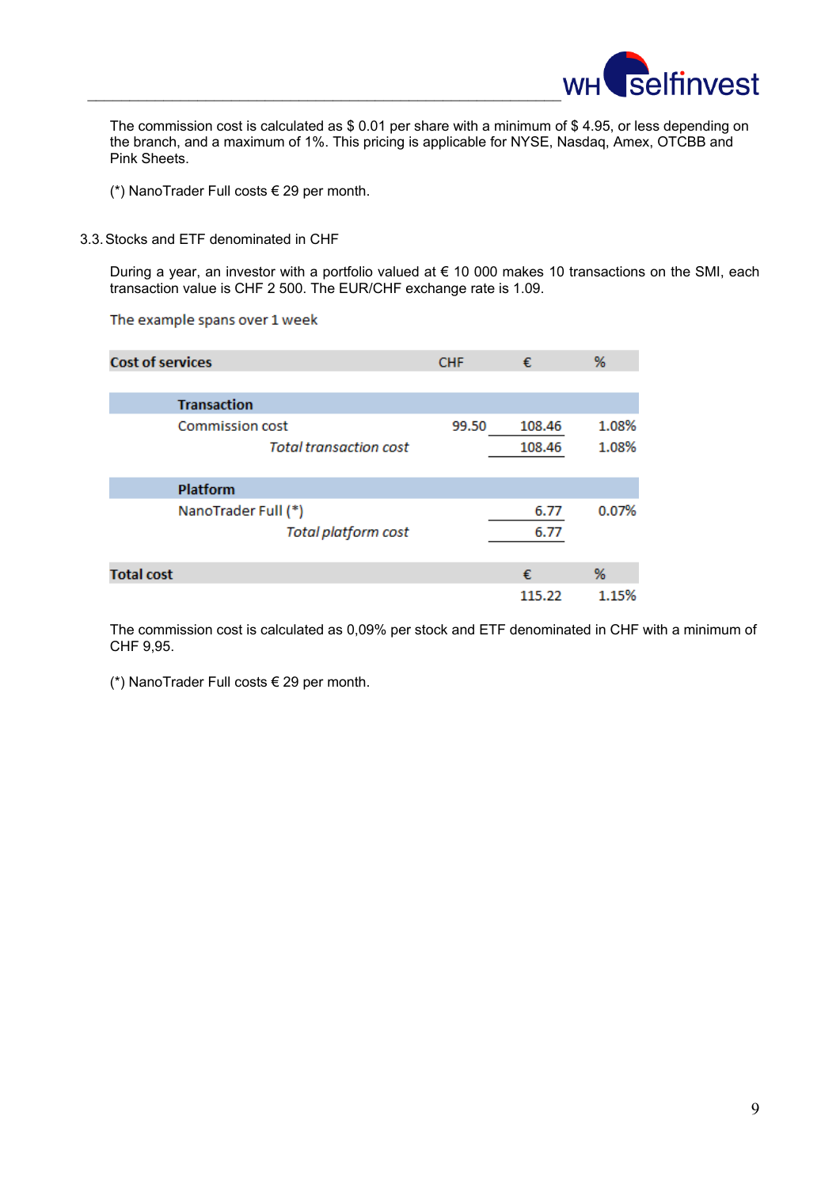The commission cost is calculated as $ 0.01 per share with a minimum of $ 4.95, or less depending on the branch, and a maximum of 1%. This pricing is applicable for NYSE, Nasdaq, Amex, OTCBB and Pink Sheets.

(*) NanoTrader Full costs € 29 per month.

### 3.3. Stocks and ETF denominated in CHF

During a year, an investor with a portfolio valued at € 10 000 makes 10 transactions on the SMI, each transaction value is CHF 2 500. The EUR/CHF exchange rate is 1.09.

The example spans over 1 week

| Cost of services | CHF | € | % |
|---|---|---|---|
| **Transaction** | | | |
| Commission cost | 99.50 | 108.46 | 1.08% |
| *Total transaction cost* | | 108.46 | 1.08% |
| **Platform** | | | |
| NanoTrader Full (*) | | 6.77 | 0.07% |
| *Total platform cost* | | 6.77 | |
| **Total cost** | | € | % |
| | | 115.22 | 1.15% |

The commission cost is calculated as 0,09% per stock and ETF denominated in CHF with a minimum of CHF 9,95.

(*) NanoTrader Full costs € 29 per month.